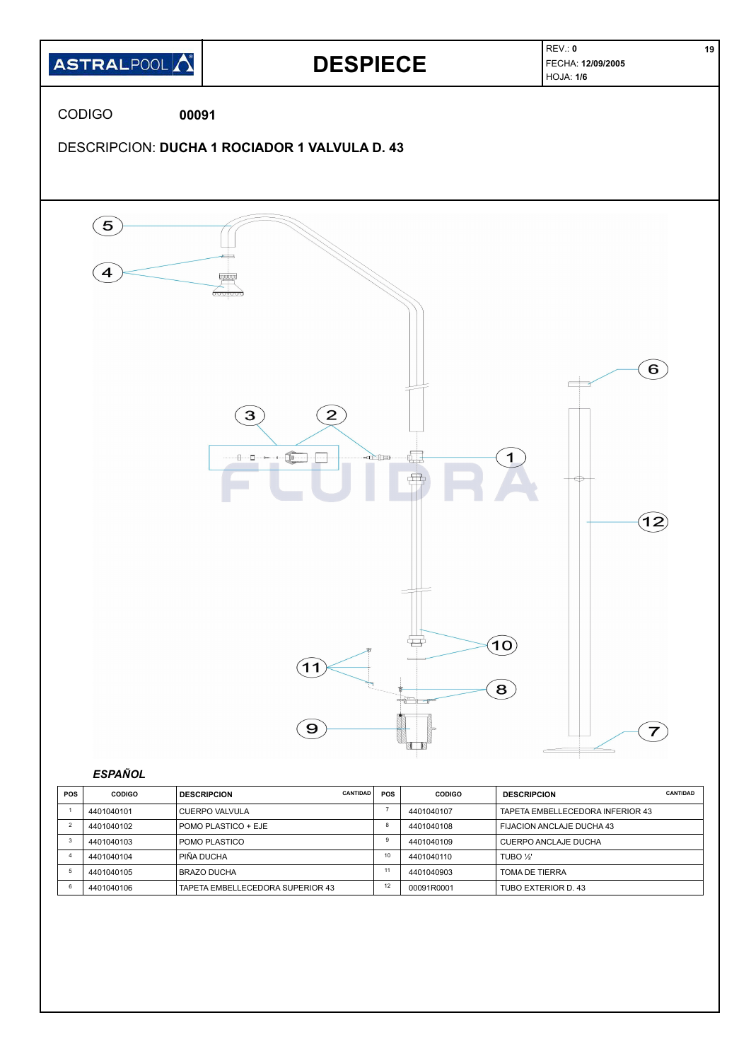| ASTRALPOOL | **DESPIECE** | REV.: **0**<br>FECHA: **12/09/2005**<br>HOJA: **1/6** |
|---|---|---|

CODIGO **00091**

DESCRIPCION: **DUCHA 1 ROCIADOR 1 VALVULA D. 43**

***ESPAÑOL***

| POS | CODIGO | DESCRIPCION | CANTIDAD | POS | CODIGO | DESCRIPCION | CANTIDAD |
|---|---|---|---|---|---|---|---|
| 1 | 4401040101 | CUERPO VALVULA | | 7 | 4401040107 | TAPETA EMBELLECEDORA INFERIOR 43 | |
| 2 | 4401040102 | POMO PLASTICO + EJE | | 8 | 4401040108 | FIJACION ANCLAJE DUCHA 43 | |
| 3 | 4401040103 | POMO PLASTICO | | 9 | 4401040109 | CUERPO ANCLAJE DUCHA | |
| 4 | 4401040104 | PIÑA DUCHA | | 10 | 4401040110 | TUBO ½' | |
| 5 | 4401040105 | BRAZO DUCHA | | 11 | 4401040903 | TOMA DE TIERRA | |
| 6 | 4401040106 | TAPETA EMBELLECEDORA SUPERIOR 43 | | 12 | 00091R0001 | TUBO EXTERIOR D. 43 | |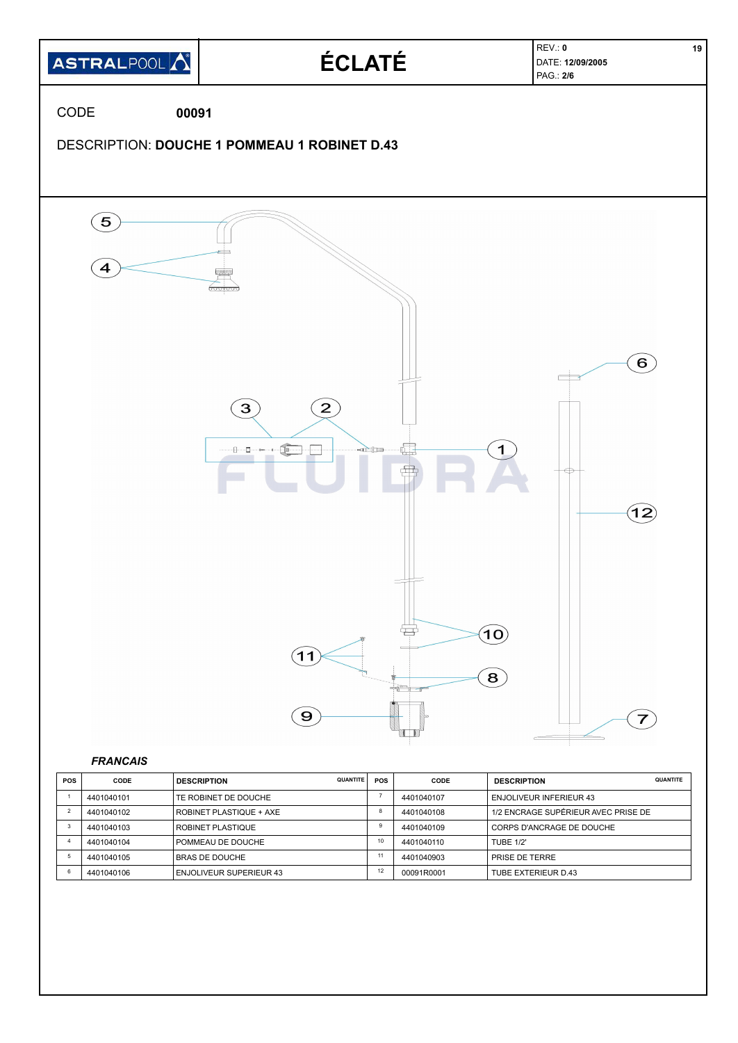ASTRALPOOL

# ÉCLATÉ

REV.: **0**
DATE: **12/09/2005**
PAG.: **2/6**

CODE **00091**

DESCRIPTION: **DOUCHE 1 POMMEAU 1 ROBINET D.43**

***FRANCAIS***

| POS | CODE | DESCRIPTION | QUANTITE | POS | CODE | DESCRIPTION | QUANTITE |
|---|---|---|---|---|---|---|---|
| 1 | 4401040101 | TE ROBINET DE DOUCHE | | 7 | 4401040107 | ENJOLIVEUR INFERIEUR 43 | |
| 2 | 4401040102 | ROBINET PLASTIQUE + AXE | | 8 | 4401040108 | 1/2 ENCRAGE SUPÉRIEUR AVEC PRISE DE | |
| 3 | 4401040103 | ROBINET PLASTIQUE | | 9 | 4401040109 | CORPS D'ANCRAGE DE DOUCHE | |
| 4 | 4401040104 | POMMEAU DE DOUCHE | | 10 | 4401040110 | TUBE 1/2' | |
| 5 | 4401040105 | BRAS DE DOUCHE | | 11 | 4401040903 | PRISE DE TERRE | |
| 6 | 4401040106 | ENJOLIVEUR SUPERIEUR 43 | | 12 | 00091R0001 | TUBE EXTERIEUR D.43 | |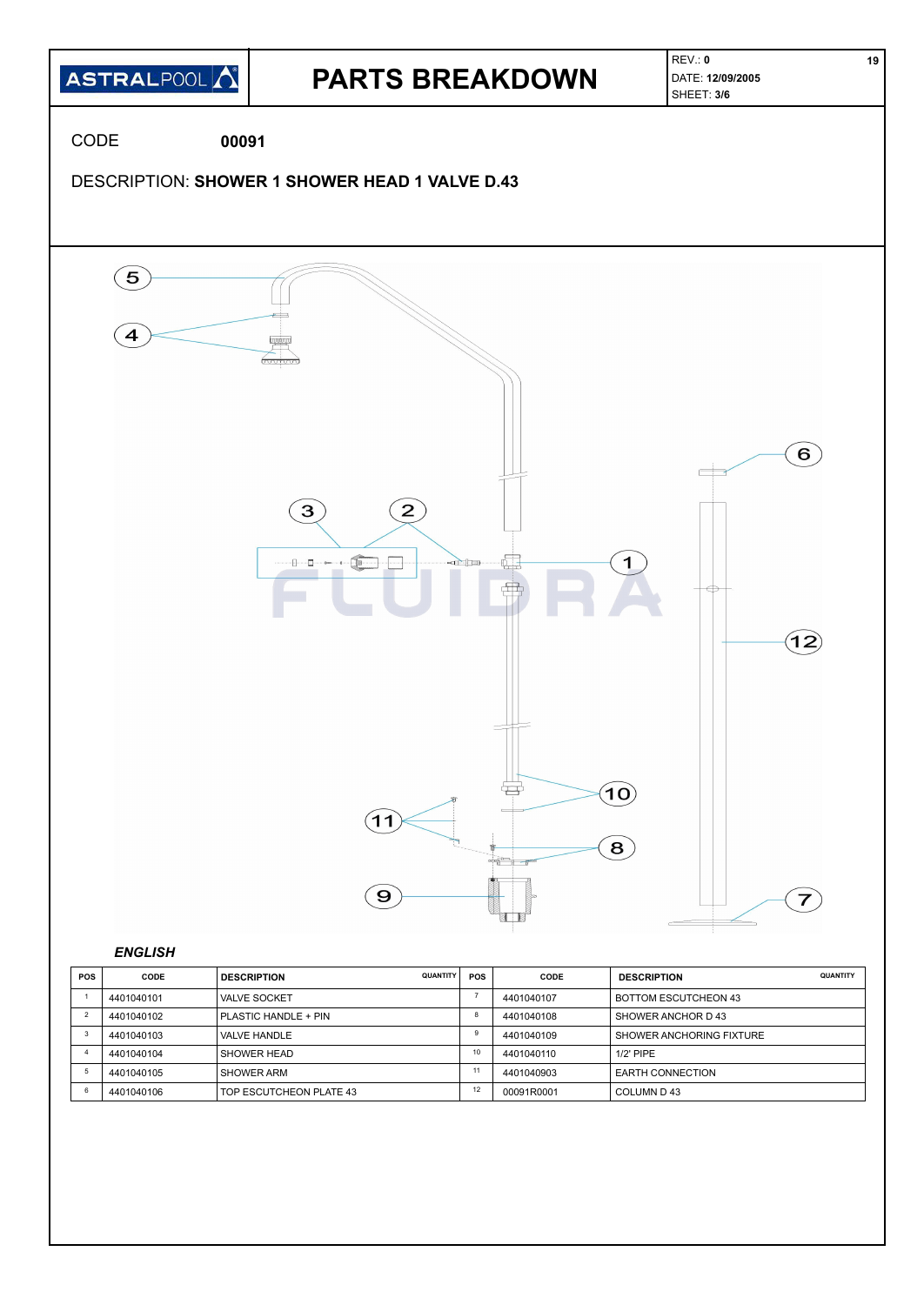# PARTS BREAKDOWN

ASTRALPOOL

REV.: **0**
DATE: **12/09/2005**
SHEET: **3/6**

CODE **00091**

DESCRIPTION: **SHOWER 1 SHOWER HEAD 1 VALVE D.43**

***ENGLISH***

| POS | CODE | DESCRIPTION | QUANTITY | POS | CODE | DESCRIPTION | QUANTITY |
|---|---|---|---|---|---|---|---|
| 1 | 4401040101 | VALVE SOCKET | | 7 | 4401040107 | BOTTOM ESCUTCHEON 43 | |
| 2 | 4401040102 | PLASTIC HANDLE + PIN | | 8 | 4401040108 | SHOWER ANCHOR D 43 | |
| 3 | 4401040103 | VALVE HANDLE | | 9 | 4401040109 | SHOWER ANCHORING FIXTURE | |
| 4 | 4401040104 | SHOWER HEAD | | 10 | 4401040110 | 1/2' PIPE | |
| 5 | 4401040105 | SHOWER ARM | | 11 | 4401040903 | EARTH CONNECTION | |
| 6 | 4401040106 | TOP ESCUTCHEON PLATE 43 | | 12 | 00091R0001 | COLUMN D 43 | |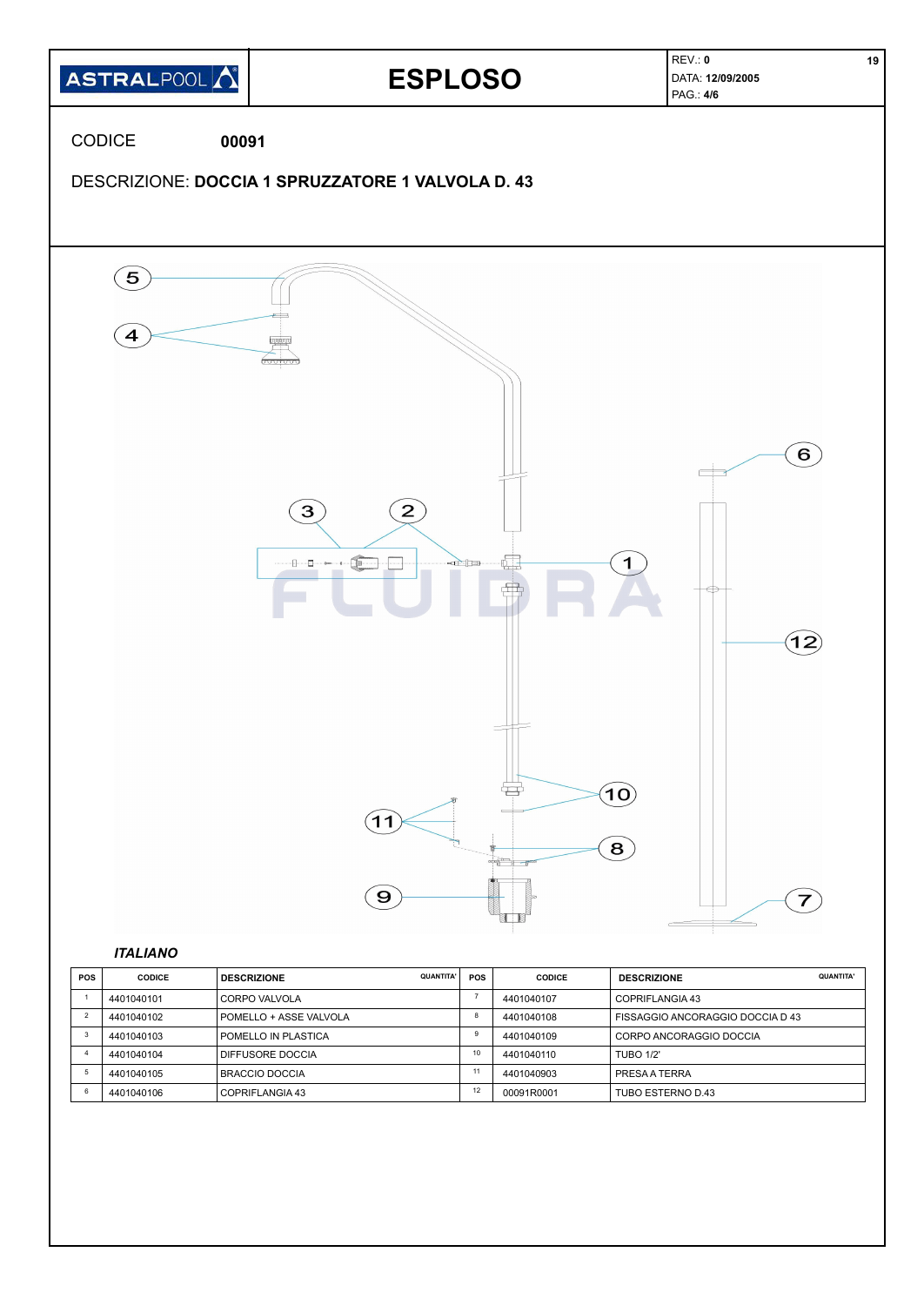# ESPLOSO

REV.: **0**
DATA: **12/09/2005**
PAG.: **4/6**

CODICE **00091**

DESCRIZIONE: **DOCCIA 1 SPRUZZATORE 1 VALVOLA D. 43**

***ITALIANO***

| POS | CODICE | DESCRIZIONE | QUANTITA' | POS | CODICE | DESCRIZIONE | QUANTITA' |
|---|---|---|---|---|---|---|---|
| 1 | 4401040101 | CORPO VALVOLA | | 7 | 4401040107 | COPRIFLANGIA 43 | |
| 2 | 4401040102 | POMELLO + ASSE VALVOLA | | 8 | 4401040108 | FISSAGGIO ANCORAGGIO DOCCIA D 43 | |
| 3 | 4401040103 | POMELLO IN PLASTICA | | 9 | 4401040109 | CORPO ANCORAGGIO DOCCIA | |
| 4 | 4401040104 | DIFFUSORE DOCCIA | | 10 | 4401040110 | TUBO 1/2' | |
| 5 | 4401040105 | BRACCIO DOCCIA | | 11 | 4401040903 | PRESA A TERRA | |
| 6 | 4401040106 | COPRIFLANGIA 43 | | 12 | 00091R0001 | TUBO ESTERNO D.43 | |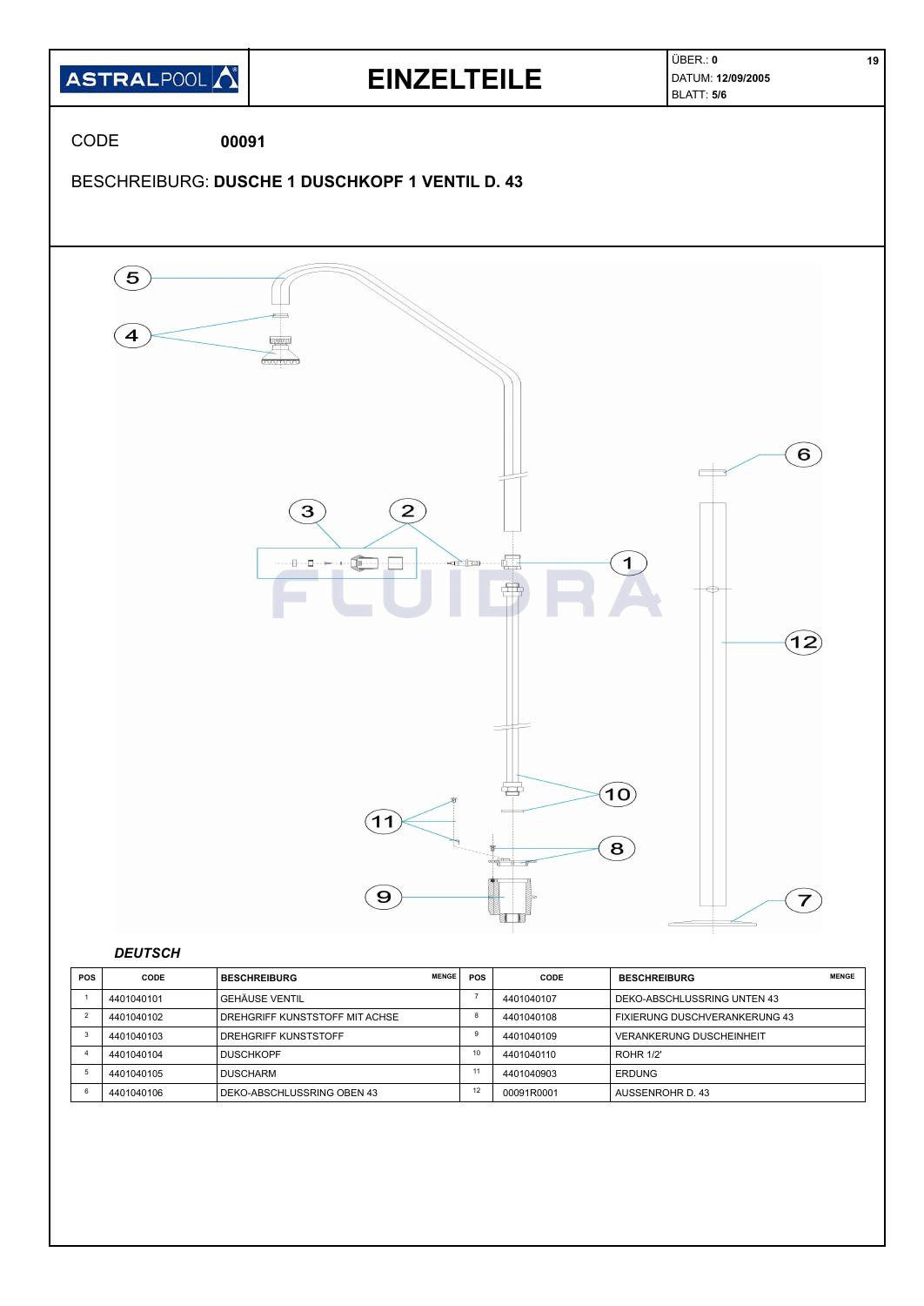ASTRALPOOL

# EINZELTEILE

ÜBER.: **0**
DATUM: **12/09/2005**
BLATT: **5/6**

CODE **00091**

BESCHREIBURG: **DUSCHE 1 DUSCHKOPF 1 VENTIL D. 43**

***DEUTSCH***

| POS | CODE | BESCHREIBURG | MENGE | POS | CODE | BESCHREIBURG | MENGE |
|---|---|---|---|---|---|---|---|
| 1 | 4401040101 | GEHÄUSE VENTIL | | 7 | 4401040107 | DEKO-ABSCHLUSSRING UNTEN 43 | |
| 2 | 4401040102 | DREHGRIFF KUNSTSTOFF MIT ACHSE | | 8 | 4401040108 | FIXIERUNG DUSCHVERANKERUNG 43 | |
| 3 | 4401040103 | DREHGRIFF KUNSTSTOFF | | 9 | 4401040109 | VERANKERUNG DUSCHEINHEIT | |
| 4 | 4401040104 | DUSCHKOPF | | 10 | 4401040110 | ROHR 1/2' | |
| 5 | 4401040105 | DUSCHARM | | 11 | 4401040903 | ERDUNG | |
| 6 | 4401040106 | DEKO-ABSCHLUSSRING OBEN 43 | | 12 | 00091R0001 | AUSSENROHR D. 43 | |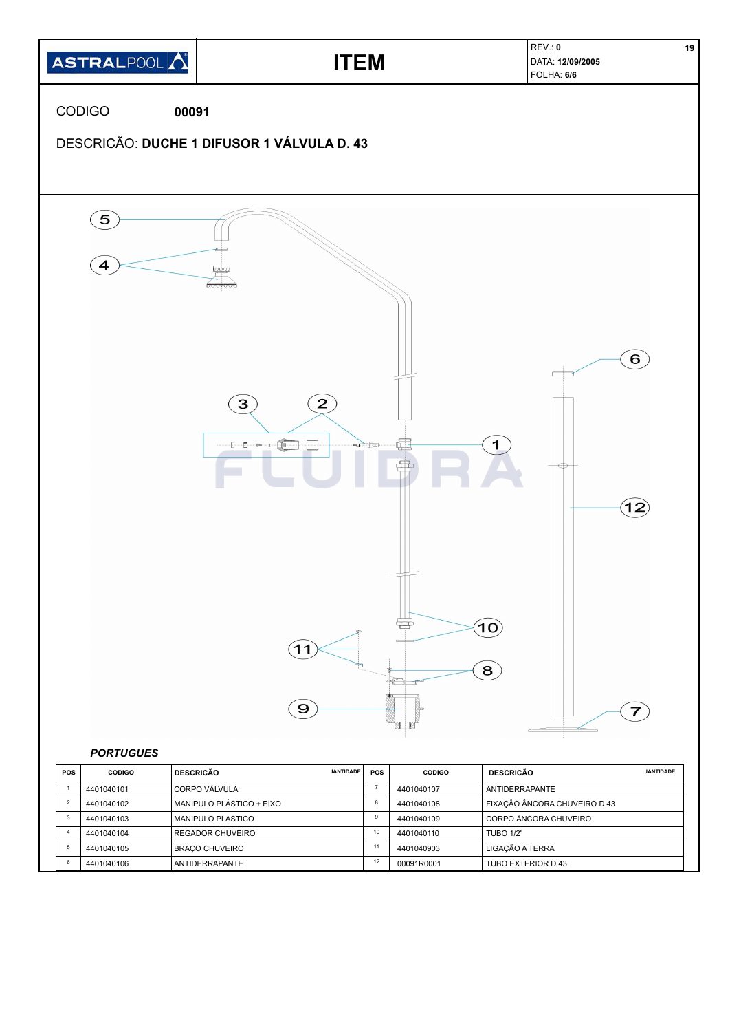| ITEM | REV.: **0** |
|---|---|
| | DATA: **12/09/2005** |
| | FOLHA: **6/6** |

CODIGO **00091**

DESCRICÃO: **DUCHE 1 DIFUSOR 1 VÁLVULA D. 43**

5
4
6
3
2
1
12
10
11
8
9
7

FLUIDRA

***PORTUGUES***

| POS | CODIGO | DESCRICÃO | JANTIDADE | POS | CODIGO | DESCRICÃO | JANTIDADE |
|---|---|---|---|---|---|---|---|
| 1 | 4401040101 | CORPO VÁLVULA | | 7 | 4401040107 | ANTIDERRAPANTE | |
| 2 | 4401040102 | MANIPULO PLÁSTICO + EIXO | | 8 | 4401040108 | FIXAÇÃO ÂNCORA CHUVEIRO D 43 | |
| 3 | 4401040103 | MANIPULO PLÁSTICO | | 9 | 4401040109 | CORPO ÂNCORA CHUVEIRO | |
| 4 | 4401040104 | REGADOR CHUVEIRO | | 10 | 4401040110 | TUBO 1/2' | |
| 5 | 4401040105 | BRAÇO CHUVEIRO | | 11 | 4401040903 | LIGAÇÃO A TERRA | |
| 6 | 4401040106 | ANTIDERRAPANTE | | 12 | 00091R0001 | TUBO EXTERIOR D.43 | |